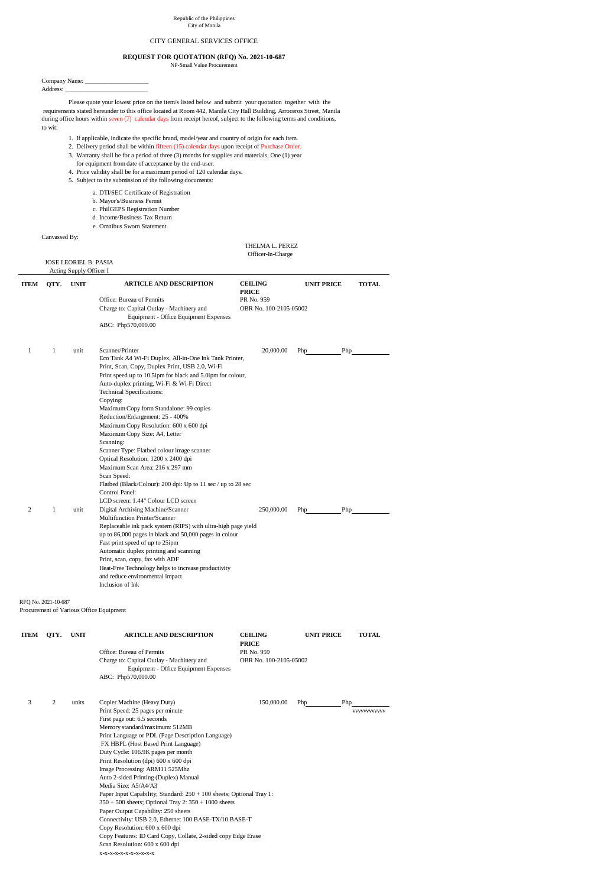Republic of the Philippines
City of Manila

CITY GENERAL SERVICES OFFICE

**REQUEST FOR QUOTATION (RFQ) No. 2021-10-687**
NP-Small Value Procurement

Company Name: ____________________
Address: _________________________

Please quote your lowest price on the item/s listed below and submit your quotation together with the requirements stated hereunder to this office located at Room 442, Manila City Hall Building, Arroceros Street, Manila during office hours within seven (7) calendar days from receipt hereof, subject to the following terms and conditions, to wit:

1. If applicable, indicate the specific brand, model/year and country of origin for each item.
2. Delivery period shall be within fifteen (15) calendar days upon receipt of Purchase Order.
3. Warranty shall be for a period of three (3) months for supplies and materials, One (1) year for equipment from date of acceptance by the end-user.
4. Price validity shall be for a maximum period of 120 calendar days.
5. Subject to the submission of the following documents:
   a. DTI/SEC Certificate of Registration
   b. Mayor's/Business Permit
   c. PhilGEPS Registration Number
   d. Income/Business Tax Return
   e. Omnibus Sworn Statement

Canvassed By:

THELMA L. PEREZ
Officer-In-Charge

JOSE LEORIEL B. PASIA
Acting Supply Officer I

| ITEM | QTY. | UNIT | ARTICLE AND DESCRIPTION | CEILING PRICE | UNIT PRICE | TOTAL |
|---|---|---|---|---|---|---|
| | | | Office: Bureau of Permits<br>Charge to: Capital Outlay - Machinery and Equipment - Office Equipment Expenses<br>ABC: Php570,000.00 | PR No. 959<br>OBR No. 100-2105-05002 | | |
| 1 | 1 | unit | Scanner/Printer<br>Eco Tank A4 Wi-Fi Duplex, All-in-One Ink Tank Printer, Print, Scan, Copy, Duplex Print, USB 2.0, Wi-Fi<br>Print speed up to 10.5ipm for black and 5.0ipm for colour, Auto-duplex printing, Wi-Fi & Wi-Fi Direct<br>Technical Specifications:<br>Copying:<br>Maximum Copy form Standalone: 99 copies<br>Reduction/Enlargement: 25 - 400%<br>Maximum Copy Resolution: 600 x 600 dpi<br>Maximum Copy Size: A4, Letter<br>Scanning:<br>Scanner Type: Flatbed colour image scanner<br>Optical Resolution: 1200 x 2400 dpi<br>Maximum Scan Area: 216 x 297 mm<br>Scan Speed:<br>Flatbed (Black/Colour): 200 dpi: Up to 11 sec / up to 28 sec<br>Control Panel:<br>LCD screen: 1.44" Colour LCD screen | 20,000.00 | Php________ | Php________ |
| 2 | 1 | unit | Digital Archiving Machine/Scanner<br>Multifunction Printer/Scanner<br>Replaceable ink pack system (RIPS) with ultra-high page yield up to 86,000 pages in black and 50,000 pages in colour<br>Fast print speed of up to 25ipm<br>Automatic duplex printing and scanning<br>Print, scan, copy, fax with ADF<br>Heat-Free Technology helps to increase productivity and reduce environmental impact<br>Inclusion of Ink | 250,000.00 | Php________ | Php________ |

RFQ No. 2021-10-687
Procurement of Various Office Equipment

| ITEM | QTY. | UNIT | ARTICLE AND DESCRIPTION | CEILING PRICE | UNIT PRICE | TOTAL |
|---|---|---|---|---|---|---|
| | | | Office: Bureau of Permits<br>Charge to: Capital Outlay - Machinery and Equipment - Office Equipment Expenses<br>ABC: Php570,000.00 | PR No. 959<br>OBR No. 100-2105-05002 | | |
| 3 | 2 | units | Copier Machine (Heavy Duty)<br>Print Speed: 25 pages per minute<br>First page out: 6.5 seconds<br>Memory standard/maximum: 512MB<br>Print Language or PDL (Page Description Language) FX HBPL (Host Based Print Language)<br>Duty Cycle: 106.9K pages per month<br>Print Resolution (dpi) 600 x 600 dpi<br>Image Processing: ARM11 525Mhz<br>Auto 2-sided Printing (Duplex) Manual<br>Media Size: A5/A4/A3<br>Paper Input Capability; Standard: 250 + 100 sheets; Optional Tray 1: 350 + 500 sheets; Optional Tray 2: 350 + 1000 sheets<br>Paper Output Capability: 250 sheets<br>Connectivity: USB 2.0, Ethernet 100 BASE-TX/10 BASE-T<br>Copy Resolution: 600 x 600 dpi<br>Copy Features: ID Card Copy, Collate, 2-sided copy Edge Erase<br>Scan Resolution: 600 x 600 dpi<br>x-x-x-x-x-x-x-x-x-x | 150,000.00 | Php________ | Php________<br>vvvvvvvvvvv |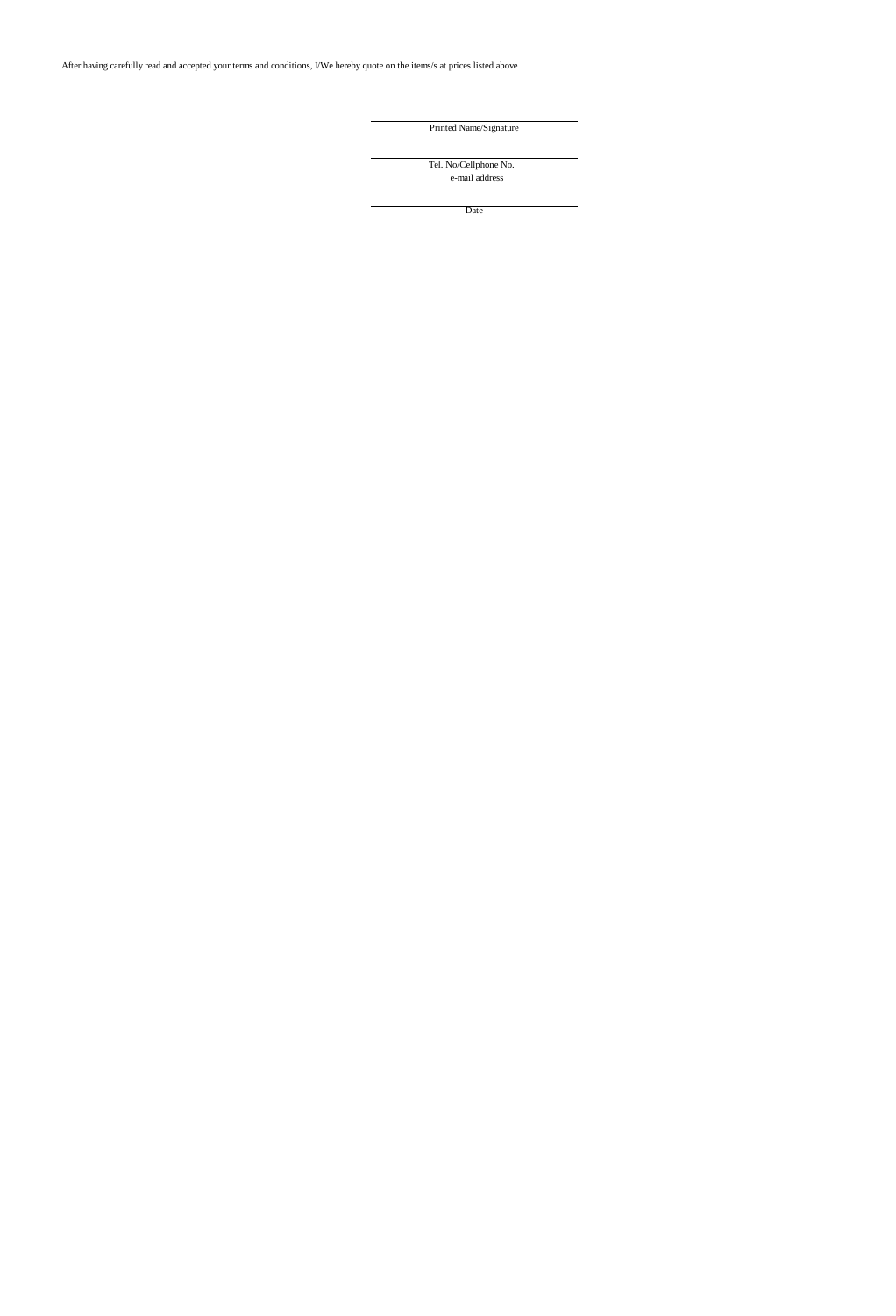After having carefully read and accepted your terms and conditions, I/We hereby quote on the items/s at prices listed above

\_\_\_\_\_\_\_\_\_\_\_\_\_\_\_\_\_\_\_\_\_\_\_\_\_\_\_\_\_\_

Printed Name/Signature

\_\_\_\_\_\_\_\_\_\_\_\_\_\_\_\_\_\_\_\_\_\_\_\_\_\_\_\_\_\_

Tel. No/Cellphone No.

e-mail address

\_\_\_\_\_\_\_\_\_\_\_\_\_\_\_\_\_\_\_\_\_\_\_\_\_\_\_\_\_\_

Date